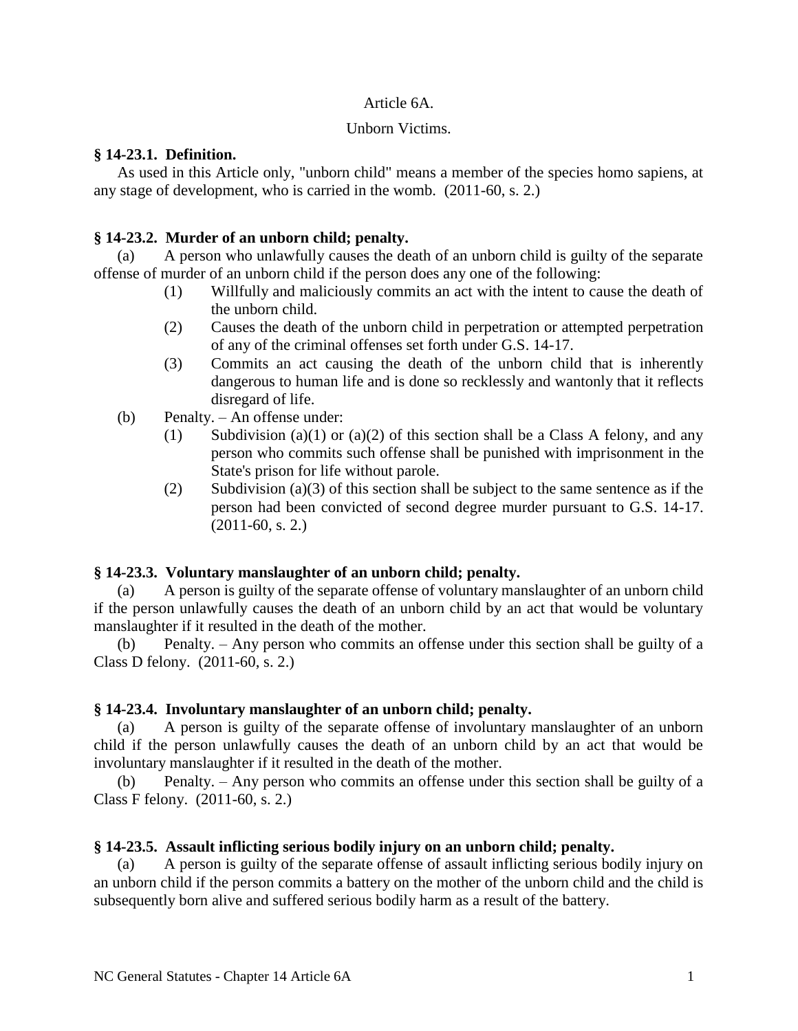# Article 6A.

## Unborn Victims.

### § 14-23.1. Definition.

As used in this Article only, "unborn child" means a member of the species homo sapiens, at any stage of development, who is carried in the womb. (2011-60, s. 2.)

### § 14-23.2. Murder of an unborn child; penalty.

(a) A person who unlawfully causes the death of an unborn child is guilty of the separate offense of murder of an unborn child if the person does any one of the following:

- (1) Willfully and maliciously commits an act with the intent to cause the death of the unborn child.
- (2) Causes the death of the unborn child in perpetration or attempted perpetration of any of the criminal offenses set forth under G.S. 14-17.
- (3) Commits an act causing the death of the unborn child that is inherently dangerous to human life and is done so recklessly and wantonly that it reflects disregard of life.

(b) Penalty. – An offense under:

- (1) Subdivision (a)(1) or (a)(2) of this section shall be a Class A felony, and any person who commits such offense shall be punished with imprisonment in the State's prison for life without parole.
- (2) Subdivision (a)(3) of this section shall be subject to the same sentence as if the person had been convicted of second degree murder pursuant to G.S. 14-17. (2011-60, s. 2.)

### § 14-23.3. Voluntary manslaughter of an unborn child; penalty.

(a) A person is guilty of the separate offense of voluntary manslaughter of an unborn child if the person unlawfully causes the death of an unborn child by an act that would be voluntary manslaughter if it resulted in the death of the mother.

(b) Penalty. – Any person who commits an offense under this section shall be guilty of a Class D felony. (2011-60, s. 2.)

### § 14-23.4. Involuntary manslaughter of an unborn child; penalty.

(a) A person is guilty of the separate offense of involuntary manslaughter of an unborn child if the person unlawfully causes the death of an unborn child by an act that would be involuntary manslaughter if it resulted in the death of the mother.

(b) Penalty. – Any person who commits an offense under this section shall be guilty of a Class F felony. (2011-60, s. 2.)

### § 14-23.5. Assault inflicting serious bodily injury on an unborn child; penalty.

(a) A person is guilty of the separate offense of assault inflicting serious bodily injury on an unborn child if the person commits a battery on the mother of the unborn child and the child is subsequently born alive and suffered serious bodily harm as a result of the battery.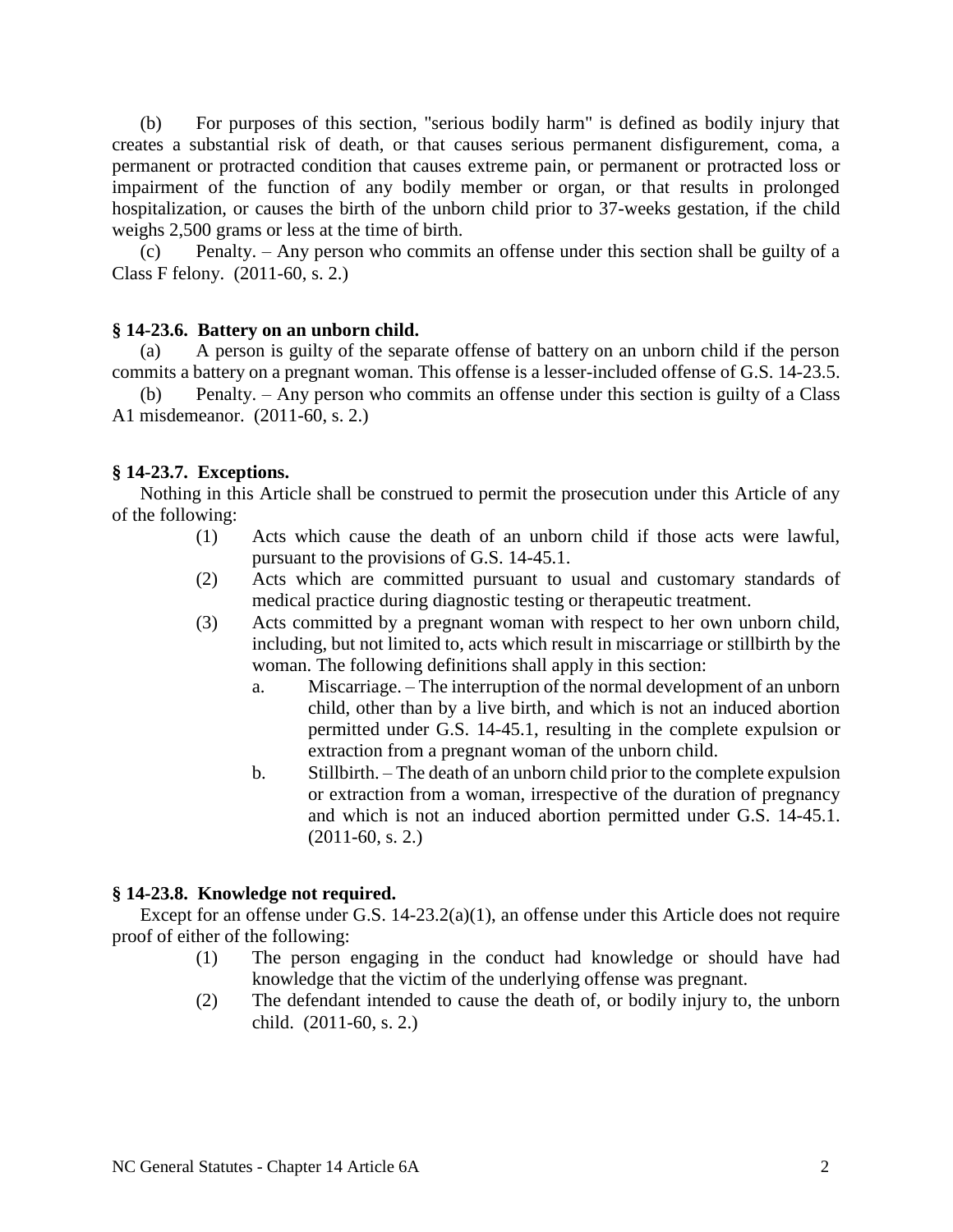(b) For purposes of this section, "serious bodily harm" is defined as bodily injury that creates a substantial risk of death, or that causes serious permanent disfigurement, coma, a permanent or protracted condition that causes extreme pain, or permanent or protracted loss or impairment of the function of any bodily member or organ, or that results in prolonged hospitalization, or causes the birth of the unborn child prior to 37-weeks gestation, if the child weighs 2,500 grams or less at the time of birth.

(c) Penalty. – Any person who commits an offense under this section shall be guilty of a Class F felony. (2011-60, s. 2.)

### § 14-23.6. Battery on an unborn child.

(a) A person is guilty of the separate offense of battery on an unborn child if the person commits a battery on a pregnant woman. This offense is a lesser-included offense of G.S. 14-23.5.

(b) Penalty. – Any person who commits an offense under this section is guilty of a Class A1 misdemeanor. (2011-60, s. 2.)

### § 14-23.7. Exceptions.

Nothing in this Article shall be construed to permit the prosecution under this Article of any of the following:

(1) Acts which cause the death of an unborn child if those acts were lawful, pursuant to the provisions of G.S. 14-45.1.

(2) Acts which are committed pursuant to usual and customary standards of medical practice during diagnostic testing or therapeutic treatment.

(3) Acts committed by a pregnant woman with respect to her own unborn child, including, but not limited to, acts which result in miscarriage or stillbirth by the woman. The following definitions shall apply in this section:

a. Miscarriage. – The interruption of the normal development of an unborn child, other than by a live birth, and which is not an induced abortion permitted under G.S. 14-45.1, resulting in the complete expulsion or extraction from a pregnant woman of the unborn child.

b. Stillbirth. – The death of an unborn child prior to the complete expulsion or extraction from a woman, irrespective of the duration of pregnancy and which is not an induced abortion permitted under G.S. 14-45.1. (2011-60, s. 2.)

### § 14-23.8. Knowledge not required.

Except for an offense under G.S. 14-23.2(a)(1), an offense under this Article does not require proof of either of the following:

(1) The person engaging in the conduct had knowledge or should have had knowledge that the victim of the underlying offense was pregnant.

(2) The defendant intended to cause the death of, or bodily injury to, the unborn child. (2011-60, s. 2.)